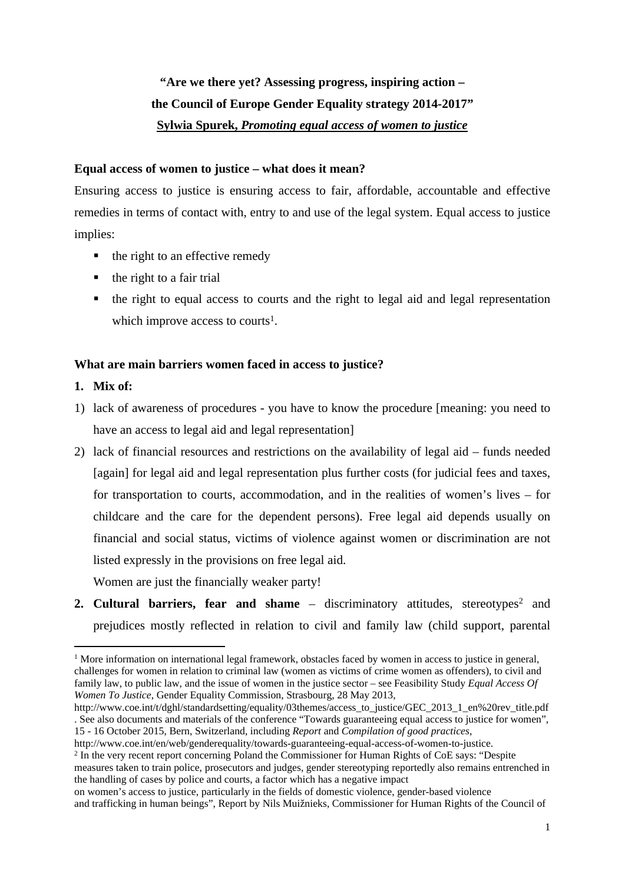**"Are we there yet? Assessing progress, inspiring action –**

**the Council of Europe Gender Equality strategy 2014-2017"**

**Sylwia Spurek, *Promoting equal access of women to justice***

**Equal access of women to justice – what does it mean?**

Ensuring access to justice is ensuring access to fair, affordable, accountable and effective remedies in terms of contact with, entry to and use of the legal system. Equal access to justice implies:

- the right to an effective remedy
- the right to a fair trial
- the right to equal access to courts and the right to legal aid and legal representation which improve access to courts[1].

**What are main barriers women faced in access to justice?**

**1. Mix of:**

1) lack of awareness of procedures - you have to know the procedure [meaning: you need to have an access to legal aid and legal representation]
2) lack of financial resources and restrictions on the availability of legal aid – funds needed [again] for legal aid and legal representation plus further costs (for judicial fees and taxes, for transportation to courts, accommodation, and in the realities of women's lives – for childcare and the care for the dependent persons). Free legal aid depends usually on financial and social status, victims of violence against women or discrimination are not listed expressly in the provisions on free legal aid.

   Women are just the financially weaker party!

**2. Cultural barriers, fear and shame** – discriminatory attitudes, stereotypes[2] and prejudices mostly reflected in relation to civil and family law (child support, parental

---

[1] More information on international legal framework, obstacles faced by women in access to justice in general, challenges for women in relation to criminal law (women as victims of crime women as offenders), to civil and family law, to public law, and the issue of women in the justice sector – see Feasibility Study *Equal Access Of Women To Justice*, Gender Equality Commission, Strasbourg, 28 May 2013, http://www.coe.int/t/dghl/standardsetting/equality/03themes/access_to_justice/GEC_2013_1_en%20rev_title.pdf . See also documents and materials of the conference "Towards guaranteeing equal access to justice for women", 15 - 16 October 2015, Bern, Switzerland, including *Report* and *Compilation of good practices*, http://www.coe.int/en/web/genderequality/towards-guaranteeing-equal-access-of-women-to-justice.

[2] In the very recent report concerning Poland the Commissioner for Human Rights of CoE says: "Despite measures taken to train police, prosecutors and judges, gender stereotyping reportedly also remains entrenched in the handling of cases by police and courts, a factor which has a negative impact on women's access to justice, particularly in the fields of domestic violence, gender-based violence and trafficking in human beings", Report by Nils Muižnieks, Commissioner for Human Rights of the Council of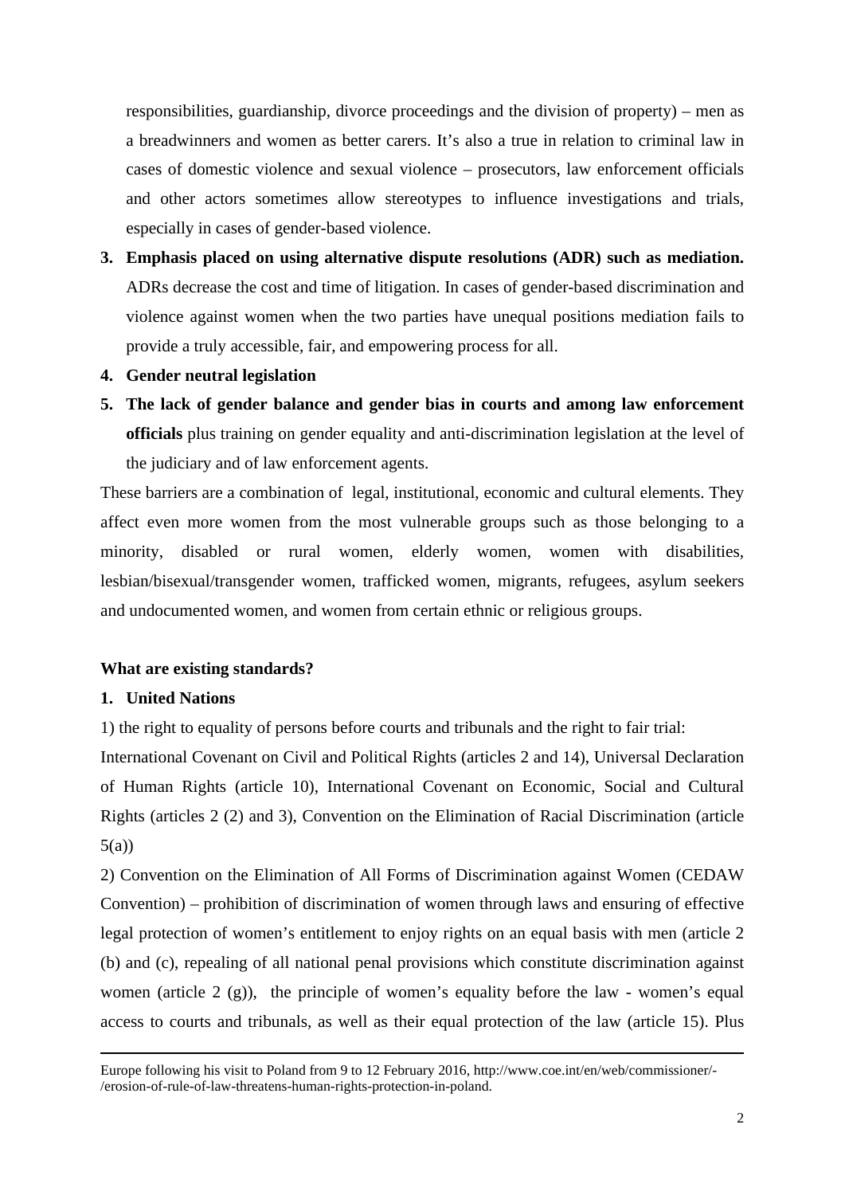responsibilities, guardianship, divorce proceedings and the division of property) – men as a breadwinners and women as better carers. It's also a true in relation to criminal law in cases of domestic violence and sexual violence – prosecutors, law enforcement officials and other actors sometimes allow stereotypes to influence investigations and trials, especially in cases of gender-based violence.

3. **Emphasis placed on using alternative dispute resolutions (ADR) such as mediation.** ADRs decrease the cost and time of litigation. In cases of gender-based discrimination and violence against women when the two parties have unequal positions mediation fails to provide a truly accessible, fair, and empowering process for all.
4. **Gender neutral legislation**
5. **The lack of gender balance and gender bias in courts and among law enforcement officials** plus training on gender equality and anti-discrimination legislation at the level of the judiciary and of law enforcement agents.

These barriers are a combination of legal, institutional, economic and cultural elements. They affect even more women from the most vulnerable groups such as those belonging to a minority, disabled or rural women, elderly women, women with disabilities, lesbian/bisexual/transgender women, trafficked women, migrants, refugees, asylum seekers and undocumented women, and women from certain ethnic or religious groups.

**What are existing standards?**

1. **United Nations**

1) the right to equality of persons before courts and tribunals and the right to fair trial:
International Covenant on Civil and Political Rights (articles 2 and 14), Universal Declaration of Human Rights (article 10), International Covenant on Economic, Social and Cultural Rights (articles 2 (2) and 3), Convention on the Elimination of Racial Discrimination (article 5(a))

2) Convention on the Elimination of All Forms of Discrimination against Women (CEDAW Convention) – prohibition of discrimination of women through laws and ensuring of effective legal protection of women's entitlement to enjoy rights on an equal basis with men (article 2 (b) and (c), repealing of all national penal provisions which constitute discrimination against women (article 2 (g)), the principle of women's equality before the law - women's equal access to courts and tribunals, as well as their equal protection of the law (article 15). Plus

Europe following his visit to Poland from 9 to 12 February 2016, http://www.coe.int/en/web/commissioner/-/erosion-of-rule-of-law-threatens-human-rights-protection-in-poland.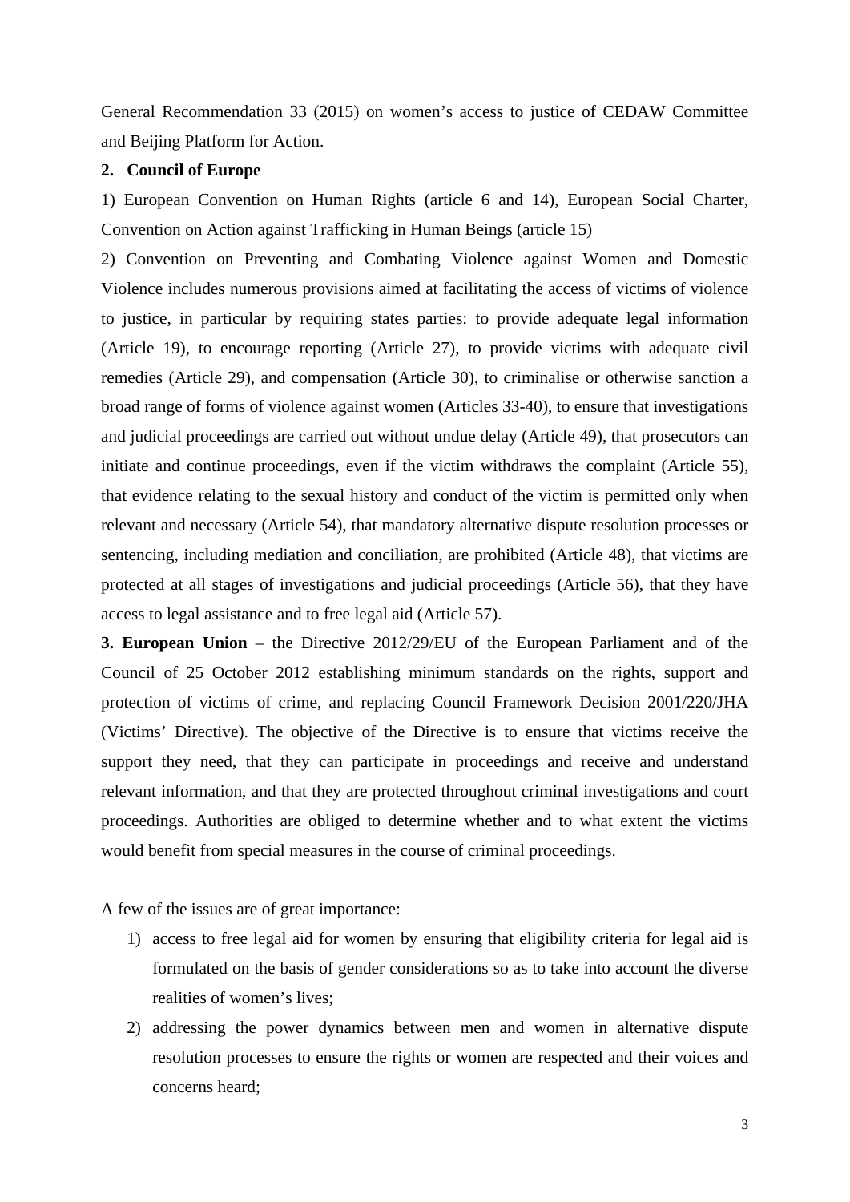General Recommendation 33 (2015) on women's access to justice of CEDAW Committee and Beijing Platform for Action.

**2. Council of Europe**

1) European Convention on Human Rights (article 6 and 14), European Social Charter, Convention on Action against Trafficking in Human Beings (article 15)

2) Convention on Preventing and Combating Violence against Women and Domestic Violence includes numerous provisions aimed at facilitating the access of victims of violence to justice, in particular by requiring states parties: to provide adequate legal information (Article 19), to encourage reporting (Article 27), to provide victims with adequate civil remedies (Article 29), and compensation (Article 30), to criminalise or otherwise sanction a broad range of forms of violence against women (Articles 33-40), to ensure that investigations and judicial proceedings are carried out without undue delay (Article 49), that prosecutors can initiate and continue proceedings, even if the victim withdraws the complaint (Article 55), that evidence relating to the sexual history and conduct of the victim is permitted only when relevant and necessary (Article 54), that mandatory alternative dispute resolution processes or sentencing, including mediation and conciliation, are prohibited (Article 48), that victims are protected at all stages of investigations and judicial proceedings (Article 56), that they have access to legal assistance and to free legal aid (Article 57).

**3. European Union** – the Directive 2012/29/EU of the European Parliament and of the Council of 25 October 2012 establishing minimum standards on the rights, support and protection of victims of crime, and replacing Council Framework Decision 2001/220/JHA (Victims' Directive). The objective of the Directive is to ensure that victims receive the support they need, that they can participate in proceedings and receive and understand relevant information, and that they are protected throughout criminal investigations and court proceedings. Authorities are obliged to determine whether and to what extent the victims would benefit from special measures in the course of criminal proceedings.

A few of the issues are of great importance:

1) access to free legal aid for women by ensuring that eligibility criteria for legal aid is formulated on the basis of gender considerations so as to take into account the diverse realities of women's lives;
2) addressing the power dynamics between men and women in alternative dispute resolution processes to ensure the rights or women are respected and their voices and concerns heard;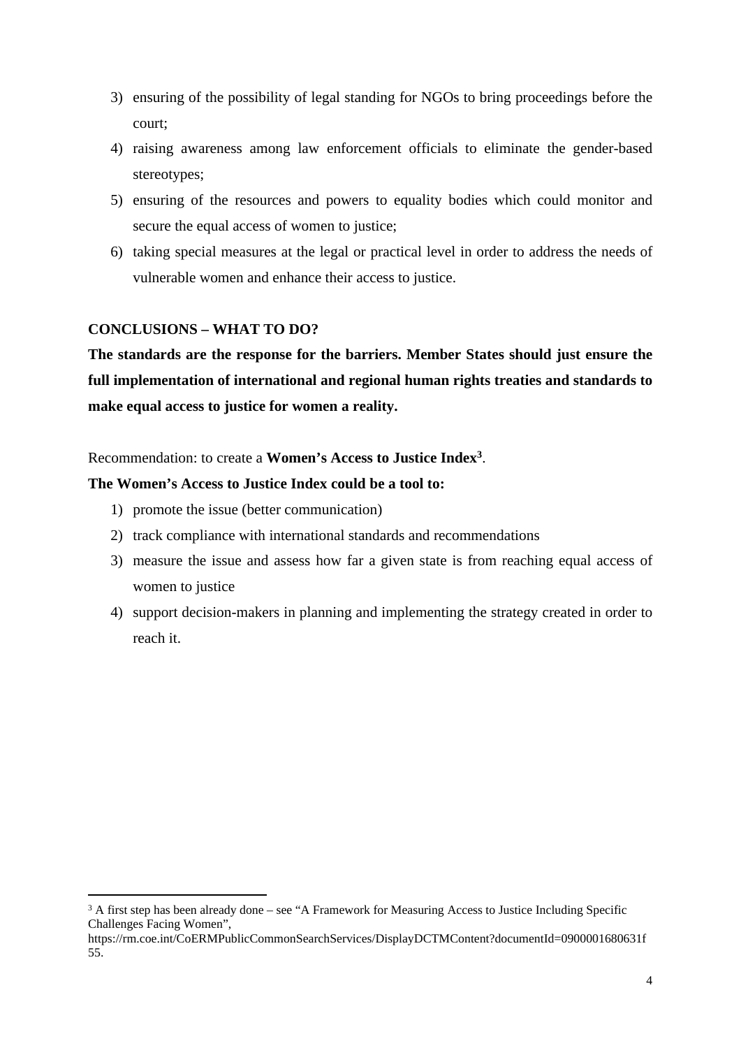3) ensuring of the possibility of legal standing for NGOs to bring proceedings before the court;
4) raising awareness among law enforcement officials to eliminate the gender-based stereotypes;
5) ensuring of the resources and powers to equality bodies which could monitor and secure the equal access of women to justice;
6) taking special measures at the legal or practical level in order to address the needs of vulnerable women and enhance their access to justice.

**CONCLUSIONS – WHAT TO DO?**

**The standards are the response for the barriers. Member States should just ensure the full implementation of international and regional human rights treaties and standards to make equal access to justice for women a reality.**

Recommendation: to create a **Women's Access to Justice Index**[3].

**The Women's Access to Justice Index could be a tool to:**

1) promote the issue (better communication)
2) track compliance with international standards and recommendations
3) measure the issue and assess how far a given state is from reaching equal access of women to justice
4) support decision-makers in planning and implementing the strategy created in order to reach it.

[3] A first step has been already done – see "A Framework for Measuring Access to Justice Including Specific Challenges Facing Women", https://rm.coe.int/CoERMPublicCommonSearchServices/DisplayDCTMContent?documentId=0900001680631f55.